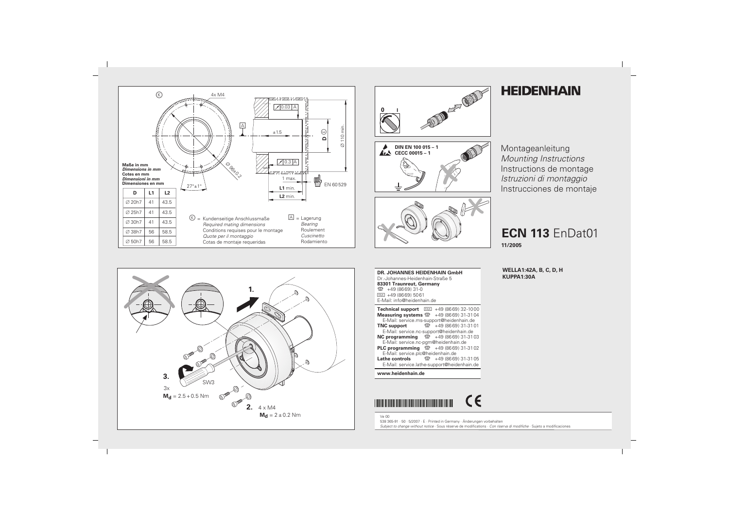# HEIDENHAIN

Montageanleitung
*Mounting Instructions*
Instructions de montage
*Istruzioni di montaggio*
Instrucciones de montaje

## ECN 113 EnDat01

**11/2005**

**WELLA1:42A, B, C, D, H**
**KUPPA1:30A**

**Maße in mm**
***Dimensions in mm***
**Cotes en mm**
***Dimensioni in mm***
**Dimensiones en mm**

| D | L1 | L2 |
|---|---|---|
| Ø 20h7 | 41 | 43.5 |
| Ø 25h7 | 41 | 43.5 |
| Ø 30h7 | 41 | 43.5 |
| Ø 38h7 | 56 | 58.5 |
| Ø 50h7 | 56 | 58.5 |

4x M4 · Ø 96±0.2 · 27°±1° · 0.03 A · 0.3 A · ±1.5 · D · Ø 110 min. · 1 max. · **L1** min. · **L2** min. · EN 60529

Ⓚ = Kundenseitige Anschlussmaße
*Required mating dimensions*
Conditions requises pour le montage
*Quote per il montaggio*
Cotas de montaje requeridas

A = Lagerung
*Bearing*
Roulement
*Cuscinetto*
Rodamiento

**DIN EN 100 015 – 1**
**CECC 00015 – 1**

**1.**

**2.** 4 x M4
$M_d$ = 2 ± 0.2 Nm

**3.**
3x
$M_d$ = 2.5 + 0.5 Nm
SW3

**DR. JOHANNES HEIDENHAIN GmbH**
Dr.-Johannes-Heidenhain-Straße 5
**83301 Traunreut, Germany**
☎ +49 (8669) 31-0
FAX +49 (8669) 5061
E-Mail: info@heidenhain.de

**Technical support** FAX +49 (8669) 32-1000
**Measuring systems** ☎ +49 (8669) 31-3104
E-Mail: service.ms-support@heidenhain.de
**TNC support** ☎ +49 (8669) 31-3101
E-Mail: service.nc-support@heidenhain.de
**NC programming** ☎ +49 (8669) 31-3103
E-Mail: service.nc-pgm@heidenhain.de
**PLC programming** ☎ +49 (8669) 31-3102
E-Mail: service.plc@heidenhain.de
**Lathe controls** ☎ +49 (8669) 31-3105
E-Mail: service.lathe-support@heidenhain.de

**www.heidenhain.de**

CE

Ve 00
538 365-91 · 50 · 5/2007 · E · Printed in Germany · Änderungen vorbehalten
*Subject to change without notice* · Sous réserve de modifications · *Con riserva di modifiche* · Sujeto a modificaciones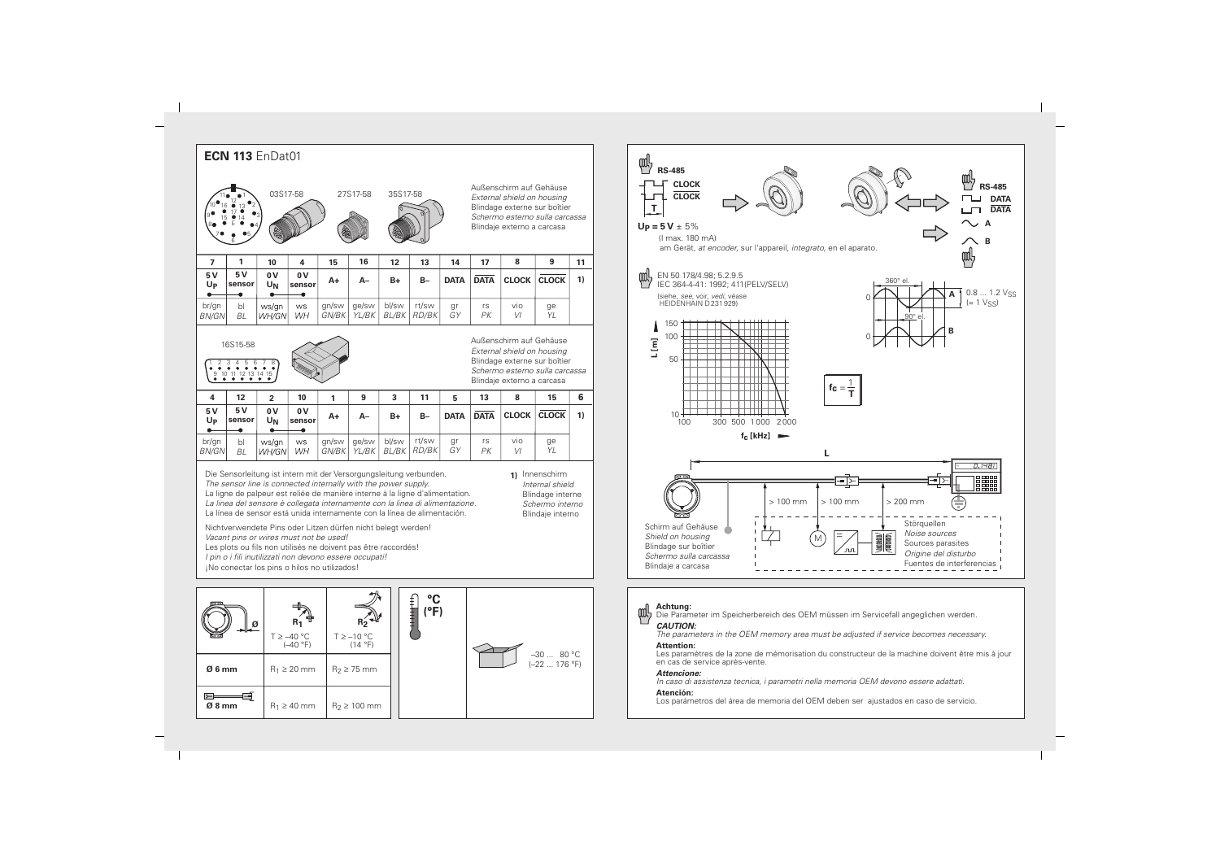## ECN 113 EnDat01

03S17-58 27S17-58 35S17-58

Außenschirm auf Gehäuse
*External shield on housing*
Blindage externe sur boîtier
*Schermo esterno sulla carcassa*
Blindaje externo a carcasa

| 7 | 1 | 10 | 4 | 15 | 16 | 12 | 13 | 14 | 17 | 8 | 9 | 11 |
|---|---|---|---|---|---|---|---|---|---|---|---|---|
| 5 V $U_P$ | 5 V sensor | 0 V $U_N$ | 0 V sensor | A+ | A– | B+ | B– | DATA | $\overline{DATA}$ | CLOCK | $\overline{CLOCK}$ | 1) |
| br/gn *BN/GN* | bl *BL* | ws/gn *WH/GN* | ws *WH* | gn/sw *GN/BK* | ge/sw *YL/BK* | bl/sw *BL/BK* | rt/sw *RD/BK* | gr *GY* | rs *PK* | vio *VI* | ge *YL* | |

16S15-58

Außenschirm auf Gehäuse
*External shield on housing*
Blindage externe sur boîtier
*Schermo esterno sulla carcassa*
Blindaje externo a carcasa

| 4 | 12 | 2 | 10 | 1 | 9 | 3 | 11 | 5 | 13 | 8 | 15 | 6 |
|---|---|---|---|---|---|---|---|---|---|---|---|---|
| 5 V $U_P$ | 5 V sensor | 0 V $U_N$ | 0 V sensor | A+ | A– | B+ | B– | DATA | $\overline{DATA}$ | CLOCK | $\overline{CLOCK}$ | 1) |
| br/gn *BN/GN* | bl *BL* | ws/gn *WH/GN* | ws *WH* | gn/sw *GN/BK* | ge/sw *YL/BK* | bl/sw *BL/BK* | rt/sw *RD/BK* | gr *GY* | rs *PK* | vio *VI* | ge *YL* | |

Die Sensorleitung ist intern mit der Versorgungsleitung verbunden.
*The sensor line is connected internally with the power supply.*
La ligne de palpeur est reliée de manière interne à la ligne d'alimentation.
*La linea del sensore è collegata internamente con la linea di alimentazione.*
La línea de sensor está unida internamente con la línea de alimentación.

1) Innenschirm
*Internal shield*
Blindage interne
*Schermo interno*
Blindaje interno

Nichtverwendete Pins oder Litzen dürfen nicht belegt werden!
*Vacant pins or wires must not be used!*
Les plots ou fils non utilisés ne doivent pas être raccordés!
*I pin o i fili inutilizzati non devono essere occupati!*
¡No conectar los pins o hilos no utilizados!

| Ø | $R_1$ T ≥ –40 °C (–40 °F) | $R_2$ T ≥ –10 °C (14 °F) |
|---|---|---|
| Ø 6 mm | $R_1$ ≥ 20 mm | $R_2$ ≥ 75 mm |
| Ø 8 mm | $R_1$ ≥ 40 mm | $R_2$ ≥ 100 mm |

°C (°F)

–30 ... 80 °C
(–22 ... 176 °F)

RS-485
CLOCK
$\overline{CLOCK}$
T

$U_P$ = 5 V ± 5%
(I max. 180 mA)
am Gerät, *at encoder*, sur l'appareil, *integrato*, en el aparato.

RS-485
DATA
$\overline{DATA}$
A
B

EN 50 178/4.98; 5.2.9.5
IEC 364-4-41: 1992; 411(PELV/SELV)
(siehe, *see*, *voir*, *vedi*, véase
HEIDENHAIN D 231 929)

360° el.
A
0.8 ... 1.2 $V_{SS}$
(≈ 1 $V_{SS}$)
90° el.
B

L [m]
150
100
50
10
100 300 500 1000 2000
$f_C$ [kHz]

$f_C = \frac{1}{T}$

L
> 100 mm
> 100 mm
> 200 mm

Schirm auf Gehäuse
*Shield on housing*
Blindage sur boîtier
*Schermo sulla carcassa*
Blindaje a carcasa

Störquellen
*Noise sources*
Sources parasites
*Origine del disturbo*
Fuentes de interferencias

**Achtung:**
Die Parameter im Speicherbereich des OEM müssen im Servicefall angeglichen werden.

***CAUTION:***
*The parameters in the OEM memory area must be adjusted if service becomes necessary.*

**Attention:**
Les paramètres de la zone de mémorisation du constructeur de la machine doivent être mis à jour en cas de service après-vente.

***Attenzione:***
*In caso di assistenza tecnica, i parametri nella memoria OEM devono essere adattati.*

**Atención:**
Los parámetros del área de memoria del OEM deben ser ajustados en caso de servicio.